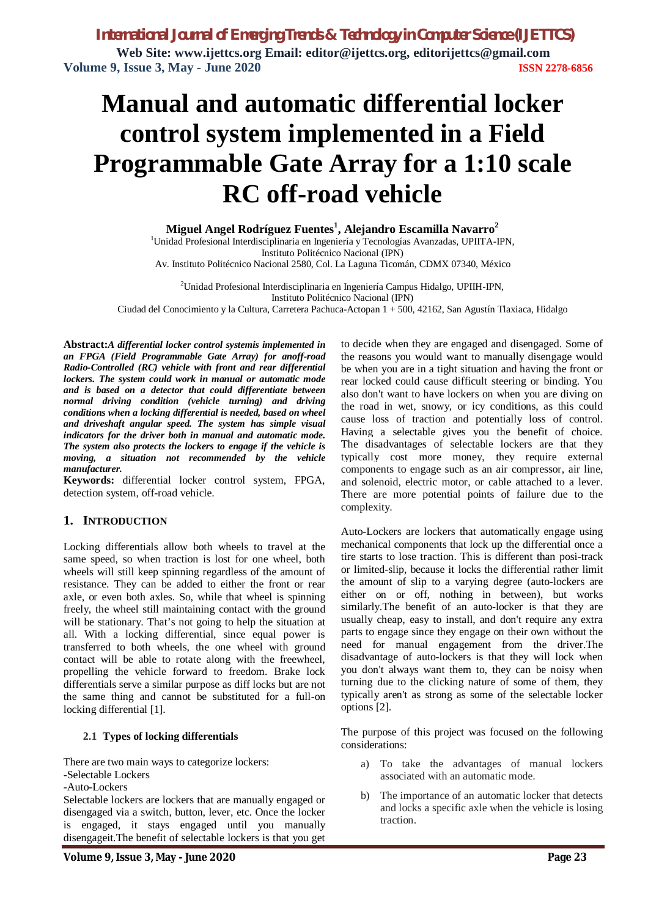# Manual and automatic differential locker control system implemented in a Field Programmable Gate Array for a 1:10 scale RC off-road vehicle

**Miguel Angel Rodríguez Fuentes[1], Alejandro Escamilla Navarro[2]**

[1]Unidad Profesional Interdisciplinaria en Ingeniería y Tecnologías Avanzadas, UPIITA-IPN, Instituto Politécnico Nacional (IPN)
Av. Instituto Politécnico Nacional 2580, Col. La Laguna Ticomán, CDMX 07340, México

[2]Unidad Profesional Interdisciplinaria en Ingeniería Campus Hidalgo, UPIIH-IPN, Instituto Politécnico Nacional (IPN)
Ciudad del Conocimiento y la Cultura, Carretera Pachuca-Actopan 1 + 500, 42162, San Agustín Tlaxiaca, Hidalgo

**Abstract:** ***A differential locker control systemis implemented in an FPGA (Field Programmable Gate Array) for anoff-road Radio-Controlled (RC) vehicle with front and rear differential lockers. The system could work in manual or automatic mode and is based on a detector that could differentiate between normal driving condition (vehicle turning) and driving conditions when a locking differential is needed, based on wheel and driveshaft angular speed. The system has simple visual indicators for the driver both in manual and automatic mode. The system also protects the lockers to engage if the vehicle is moving, a situation not recommended by the vehicle manufacturer.***

**Keywords:** differential locker control system, FPGA, detection system, off-road vehicle.

## 1. INTRODUCTION

Locking differentials allow both wheels to travel at the same speed, so when traction is lost for one wheel, both wheels will still keep spinning regardless of the amount of resistance. They can be added to either the front or rear axle, or even both axles. So, while that wheel is spinning freely, the wheel still maintaining contact with the ground will be stationary. That's not going to help the situation at all. With a locking differential, since equal power is transferred to both wheels, the one wheel with ground contact will be able to rotate along with the freewheel, propelling the vehicle forward to freedom. Brake lock differentials serve a similar purpose as diff locks but are not the same thing and cannot be substituted for a full-on locking differential [1].

### 2.1 Types of locking differentials

There are two main ways to categorize lockers:
-Selectable Lockers
-Auto-Lockers

Selectable lockers are lockers that are manually engaged or disengaged via a switch, button, lever, etc. Once the locker is engaged, it stays engaged until you manually disengageit.The benefit of selectable lockers is that you get to decide when they are engaged and disengaged. Some of the reasons you would want to manually disengage would be when you are in a tight situation and having the front or rear locked could cause difficult steering or binding. You also don't want to have lockers on when you are diving on the road in wet, snowy, or icy conditions, as this could cause loss of traction and potentially loss of control. Having a selectable gives you the benefit of choice. The disadvantages of selectable lockers are that they typically cost more money, they require external components to engage such as an air compressor, air line, and solenoid, electric motor, or cable attached to a lever. There are more potential points of failure due to the complexity.

Auto-Lockers are lockers that automatically engage using mechanical components that lock up the differential once a tire starts to lose traction. This is different than posi-track or limited-slip, because it locks the differential rather limit the amount of slip to a varying degree (auto-lockers are either on or off, nothing in between), but works similarly.The benefit of an auto-locker is that they are usually cheap, easy to install, and don't require any extra parts to engage since they engage on their own without the need for manual engagement from the driver.The disadvantage of auto-lockers is that they will lock when you don't always want them to, they can be noisy when turning due to the clicking nature of some of them, they typically aren't as strong as some of the selectable locker options [2].

The purpose of this project was focused on the following considerations:

a) To take the advantages of manual lockers associated with an automatic mode.

b) The importance of an automatic locker that detects and locks a specific axle when the vehicle is losing traction.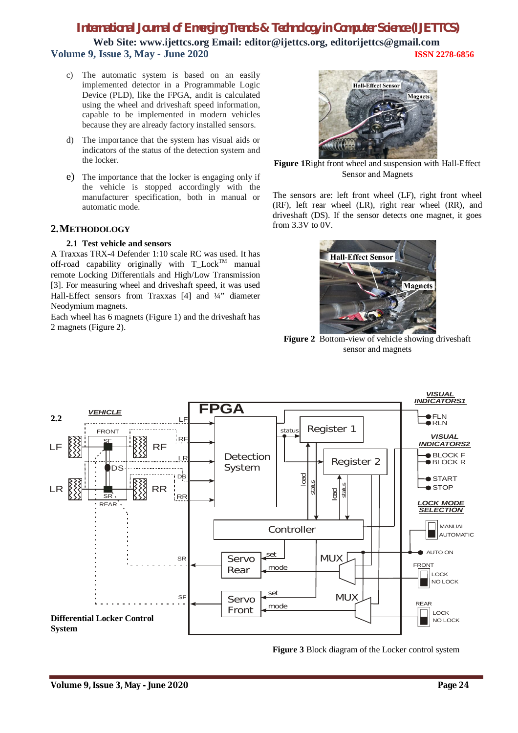c) The automatic system is based on an easily implemented detector in a Programmable Logic Device (PLD), like the FPGA, andit is calculated using the wheel and driveshaft speed information, capable to be implemented in modern vehicles because they are already factory installed sensors.

d) The importance that the system has visual aids or indicators of the status of the detection system and the locker.

e) The importance that the locker is engaging only if the vehicle is stopped accordingly with the manufacturer specification, both in manual or automatic mode.

## 2. METHODOLOGY

### 2.1 Test vehicle and sensors

A Traxxas TRX-4 Defender 1:10 scale RC was used. It has off-road capability originally with T_Lock$^{TM}$ manual remote Locking Differentials and High/Low Transmission [3]. For measuring wheel and driveshaft speed, it was used Hall-Effect sensors from Traxxas [4] and ¼" diameter Neodymium magnets.

Each wheel has 6 magnets (Figure 1) and the driveshaft has 2 magnets (Figure 2).

**Figure 1** Right front wheel and suspension with Hall-Effect Sensor and Magnets

The sensors are: left front wheel (LF), right front wheel (RF), left rear wheel (LR), right rear wheel (RR), and driveshaft (DS). If the sensor detects one magnet, it goes from 3.3V to 0V.

**Figure 2** Bottom-view of vehicle showing driveshaft sensor and magnets

### 2.2 Differential Locker Control System

**Figure 3** Block diagram of the Locker control system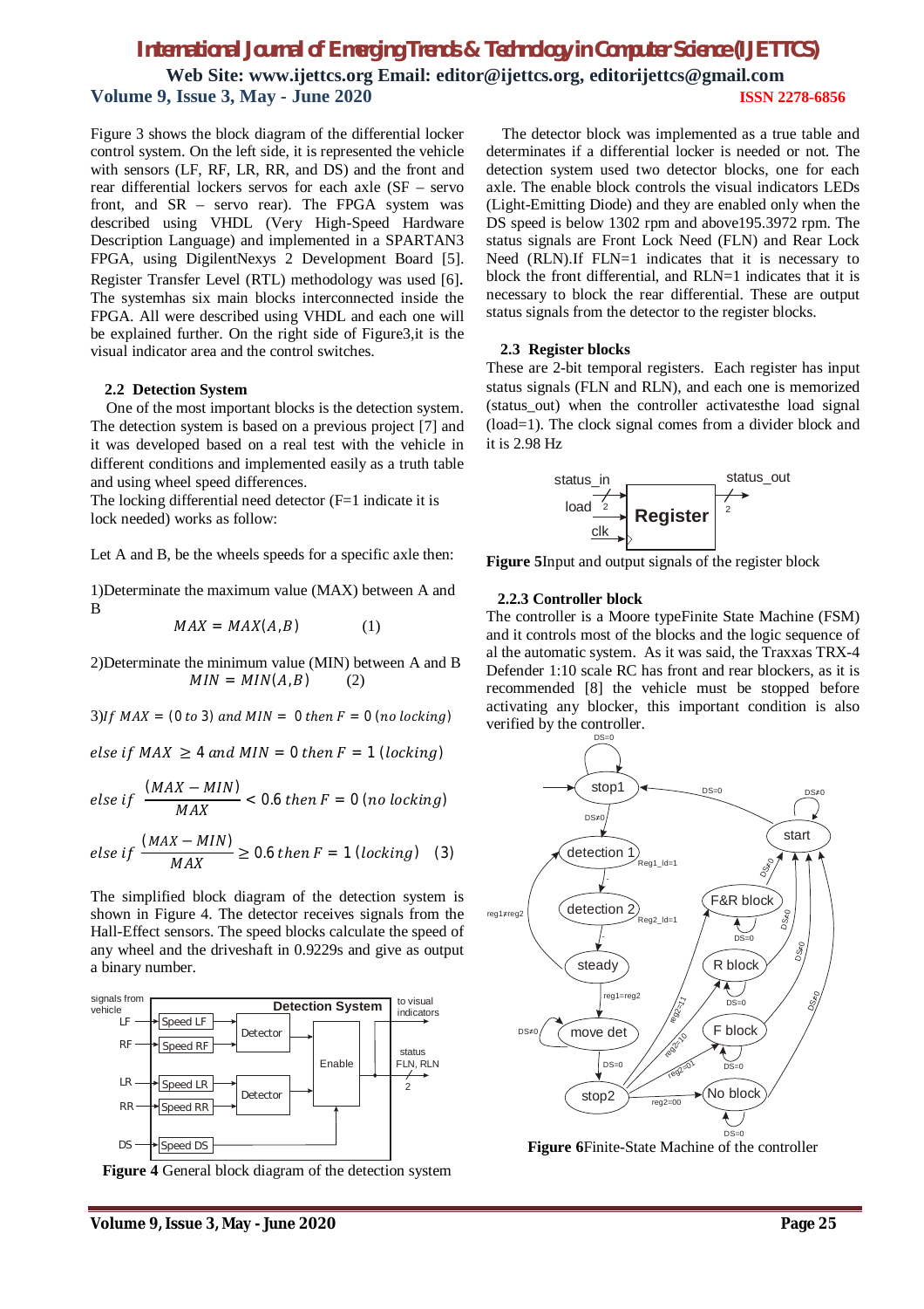Figure 3 shows the block diagram of the differential locker control system. On the left side, it is represented the vehicle with sensors (LF, RF, LR, RR, and DS) and the front and rear differential lockers servos for each axle (SF – servo front, and SR – servo rear). The FPGA system was described using VHDL (Very High-Speed Hardware Description Language) and implemented in a SPARTAN3 FPGA, using DigilentNexys 2 Development Board [5]. Register Transfer Level (RTL) methodology was used [6]. The systemhas six main blocks interconnected inside the FPGA. All were described using VHDL and each one will be explained further. On the right side of Figure3,it is the visual indicator area and the control switches.

### 2.2 Detection System

One of the most important blocks is the detection system. The detection system is based on a previous project [7] and it was developed based on a real test with the vehicle in different conditions and implemented easily as a truth table and using wheel speed differences.

The locking differential need detector (F=1 indicate it is lock needed) works as follow:

Let A and B, be the wheels speeds for a specific axle then:

1)Determinate the maximum value (MAX) between A and B

$$MAX = MAX(A,B) \qquad (1)$$

2)Determinate the minimum value (MIN) between A and B

$$MIN = MIN(A,B) \qquad (2)$$

3)$If\ MAX = (0\ to\ 3)\ and\ MIN = 0\ then\ F = 0\ (no\ locking)$

$$else\ if\ MAX \geq 4\ and\ MIN = 0\ then\ F = 1\ (locking)$$

$$else\ if\ \frac{(MAX - MIN)}{MAX} < 0.6\ then\ F = 0\ (no\ locking)$$

$$else\ if\ \frac{(MAX - MIN)}{MAX} \geq 0.6\ then\ F = 1\ (locking) \quad (3)$$

The simplified block diagram of the detection system is shown in Figure 4. The detector receives signals from the Hall-Effect sensors. The speed blocks calculate the speed of any wheel and the driveshaft in 0.9229s and give as output a binary number.

**Figure 4** General block diagram of the detection system

The detector block was implemented as a true table and determinates if a differential locker is needed or not. The detection system used two detector blocks, one for each axle. The enable block controls the visual indicators LEDs (Light-Emitting Diode) and they are enabled only when the DS speed is below 1302 rpm and above195.3972 rpm. The status signals are Front Lock Need (FLN) and Rear Lock Need (RLN).If FLN=1 indicates that it is necessary to block the front differential, and RLN=1 indicates that it is necessary to block the rear differential. These are output status signals from the detector to the register blocks.

### 2.3 Register blocks

These are 2-bit temporal registers. Each register has input status signals (FLN and RLN), and each one is memorized (status_out) when the controller activatesthe load signal (load=1). The clock signal comes from a divider block and it is 2.98 Hz

**Figure 5**Input and output signals of the register block

### 2.2.3 Controller block

The controller is a Moore typeFinite State Machine (FSM) and it controls most of the blocks and the logic sequence of al the automatic system. As it was said, the Traxxas TRX-4 Defender 1:10 scale RC has front and rear blockers, as it is recommended [8] the vehicle must be stopped before activating any blocker, this important condition is also verified by the controller.

**Figure 6**Finite-State Machine of the controller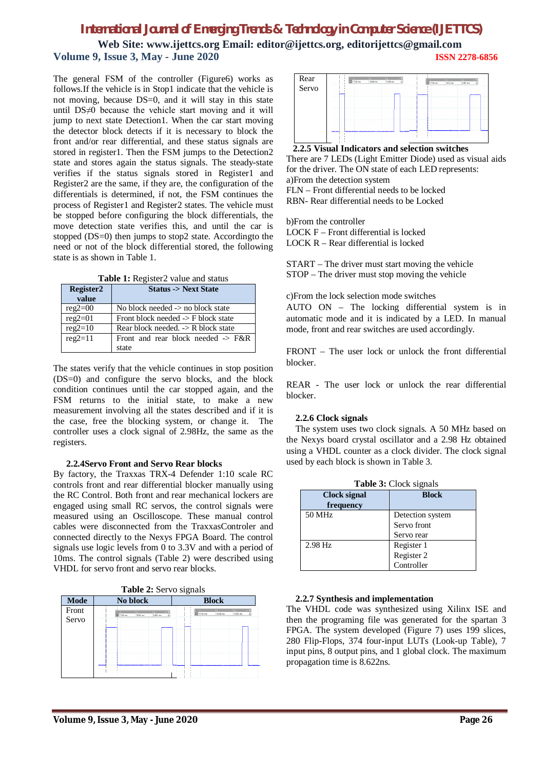The general FSM of the controller (Figure6) works as follows.If the vehicle is in Stop1 indicate that the vehicle is not moving, because DS=0, and it will stay in this state until DS≠0 because the vehicle start moving and it will jump to next state Detection1. When the car start moving the detector block detects if it is necessary to block the front and/or rear differential, and these status signals are stored in register1. Then the FSM jumps to the Detection2 state and stores again the status signals. The steady-state verifies if the status signals stored in Register1 and Register2 are the same, if they are, the configuration of the differentials is determined, if not, the FSM continues the process of Register1 and Register2 states. The vehicle must be stopped before configuring the block differentials, the move detection state verifies this, and until the car is stopped (DS=0) then jumps to stop2 state. Accordingto the need or not of the block differential stored, the following state is as shown in Table 1.

**Table 1:** Register2 value and status

| Register2 value | Status -> Next State |
|---|---|
| reg2=00 | No block needed -> no block state |
| reg2=01 | Front block needed -> F block state |
| reg2=10 | Rear block needed. -> R block state |
| reg2=11 | Front and rear block needed -> F&R state |

The states verify that the vehicle continues in stop position (DS=0) and configure the servo blocks, and the block condition continues until the car stopped again, and the FSM returns to the initial state, to make a new measurement involving all the states described and if it is the case, free the blocking system, or change it. The controller uses a clock signal of 2.98Hz, the same as the registers.

### 2.2.4Servo Front and Servo Rear blocks

By factory, the Traxxas TRX-4 Defender 1:10 scale RC controls front and rear differential blocker manually using the RC Control. Both front and rear mechanical lockers are engaged using small RC servos, the control signals were measured using an Oscilloscope. These manual control cables were disconnected from the TraxxasControler and connected directly to the Nexys FPGA Board. The control signals use logic levels from 0 to 3.3V and with a period of 10ms. The control signals (Table 2) were described using VHDL for servo front and servo rear blocks.

**Table 2:** Servo signals

| Mode | No block | Block |
|---|---|---|
| Front Servo | | |
| Rear Servo | | |

### 2.2.5 Visual Indicators and selection switches

There are 7 LEDs (Light Emitter Diode) used as visual aids for the driver. The ON state of each LED represents:

a)From the detection system
FLN – Front differential needs to be locked
RBN- Rear differential needs to be Locked

b)From the controller
LOCK F – Front differential is locked
LOCK R – Rear differential is locked

START – The driver must start moving the vehicle
STOP – The driver must stop moving the vehicle

c)From the lock selection mode switches
AUTO ON – The locking differential system is in automatic mode and it is indicated by a LED. In manual mode, front and rear switches are used accordingly.

FRONT – The user lock or unlock the front differential blocker.

REAR - The user lock or unlock the rear differential blocker.

### 2.2.6 Clock signals

The system uses two clock signals. A 50 MHz based on the Nexys board crystal oscillator and a 2.98 Hz obtained using a VHDL counter as a clock divider. The clock signal used by each block is shown in Table 3.

**Table 3:** Clock signals

| Clock signal frequency | Block |
|---|---|
| 50 MHz | Detection system<br>Servo front<br>Servo rear |
| 2.98 Hz | Register 1<br>Register 2<br>Controller |

### 2.2.7 Synthesis and implementation

The VHDL code was synthesized using Xilinx ISE and then the programing file was generated for the spartan 3 FPGA. The system developed (Figure 7) uses 199 slices, 280 Flip-Flops, 374 four-input LUTs (Look-up Table), 7 input pins, 8 output pins, and 1 global clock. The maximum propagation time is 8.622ns.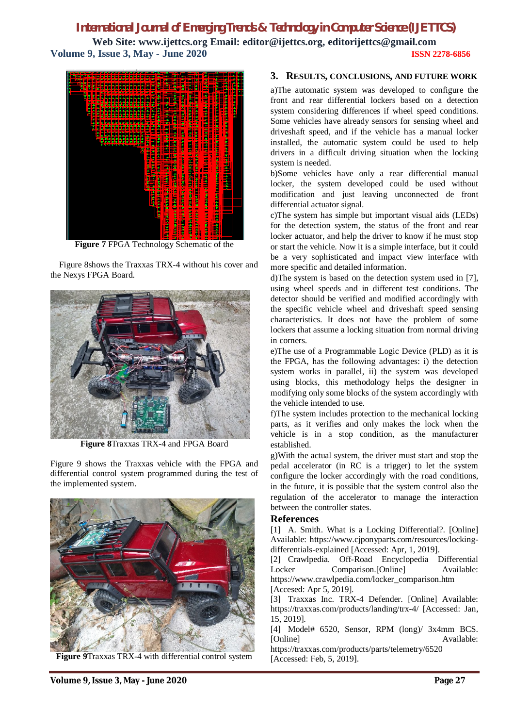**Figure 7** FPGA Technology Schematic of the

Figure 8shows the Traxxas TRX-4 without his cover and the Nexys FPGA Board.

**Figure 8**Traxxas TRX-4 and FPGA Board

Figure 9 shows the Traxxas vehicle with the FPGA and differential control system programmed during the test of the implemented system.

**Figure 9**Traxxas TRX-4 with differential control system

## 3. RESULTS, CONCLUSIONS, AND FUTURE WORK

a)The automatic system was developed to configure the front and rear differential lockers based on a detection system considering differences if wheel speed conditions. Some vehicles have already sensors for sensing wheel and driveshaft speed, and if the vehicle has a manual locker installed, the automatic system could be used to help drivers in a difficult driving situation when the locking system is needed.

b)Some vehicles have only a rear differential manual locker, the system developed could be used without modification and just leaving unconnected de front differential actuator signal.

c)The system has simple but important visual aids (LEDs) for the detection system, the status of the front and rear locker actuator, and help the driver to know if he must stop or start the vehicle. Now it is a simple interface, but it could be a very sophisticated and impact view interface with more specific and detailed information.

d)The system is based on the detection system used in [7], using wheel speeds and in different test conditions. The detector should be verified and modified accordingly with the specific vehicle wheel and driveshaft speed sensing characteristics. It does not have the problem of some lockers that assume a locking situation from normal driving in corners.

e)The use of a Programmable Logic Device (PLD) as it is the FPGA, has the following advantages: i) the detection system works in parallel, ii) the system was developed using blocks, this methodology helps the designer in modifying only some blocks of the system accordingly with the vehicle intended to use.

f)The system includes protection to the mechanical locking parts, as it verifies and only makes the lock when the vehicle is in a stop condition, as the manufacturer established.

g)With the actual system, the driver must start and stop the pedal accelerator (in RC is a trigger) to let the system configure the locker accordingly with the road conditions, in the future, it is possible that the system control also the regulation of the accelerator to manage the interaction between the controller states.

## References

[1] A. Smith. What is a Locking Differential?. [Online] Available: https://www.cjponyparts.com/resources/locking-differentials-explained [Accessed: Apr, 1, 2019].

[2] Crawlpedia. Off-Road Encyclopedia Differential Locker Comparison.[Online] Available: https://www.crawlpedia.com/locker_comparison.htm [Accesed: Apr 5, 2019].

[3] Traxxas Inc. TRX-4 Defender. [Online] Available: https://traxxas.com/products/landing/trx-4/ [Accessed: Jan, 15, 2019].

[4] Model# 6520, Sensor, RPM (long)/ 3x4mm BCS. [Online] Available: https://traxxas.com/products/parts/telemetry/6520 [Accessed: Feb, 5, 2019].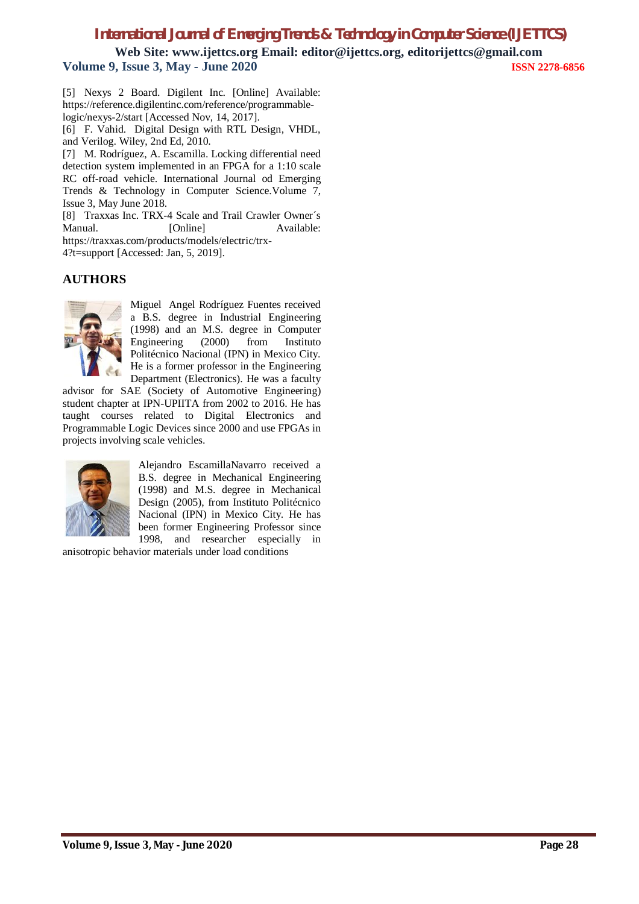[5] Nexys 2 Board. Digilent Inc. [Online] Available: https://reference.digilentinc.com/reference/programmable-logic/nexys-2/start [Accessed Nov, 14, 2017].

[6] F. Vahid. Digital Design with RTL Design, VHDL, and Verilog. Wiley, 2nd Ed, 2010.

[7] M. Rodríguez, A. Escamilla. Locking differential need detection system implemented in an FPGA for a 1:10 scale RC off-road vehicle. International Journal od Emerging Trends & Technology in Computer Science.Volume 7, Issue 3, May June 2018.

[8] Traxxas Inc. TRX-4 Scale and Trail Crawler Owner´s Manual. [Online] Available: https://traxxas.com/products/models/electric/trx-4?t=support [Accessed: Jan, 5, 2019].

## AUTHORS

Miguel Angel Rodríguez Fuentes received a B.S. degree in Industrial Engineering (1998) and an M.S. degree in Computer Engineering (2000) from Instituto Politécnico Nacional (IPN) in Mexico City. He is a former professor in the Engineering Department (Electronics). He was a faculty advisor for SAE (Society of Automotive Engineering) student chapter at IPN-UPIITA from 2002 to 2016. He has taught courses related to Digital Electronics and Programmable Logic Devices since 2000 and use FPGAs in projects involving scale vehicles.

Alejandro EscamillaNavarro received a B.S. degree in Mechanical Engineering (1998) and M.S. degree in Mechanical Design (2005), from Instituto Politécnico Nacional (IPN) in Mexico City. He has been former Engineering Professor since 1998, and researcher especially in anisotropic behavior materials under load conditions